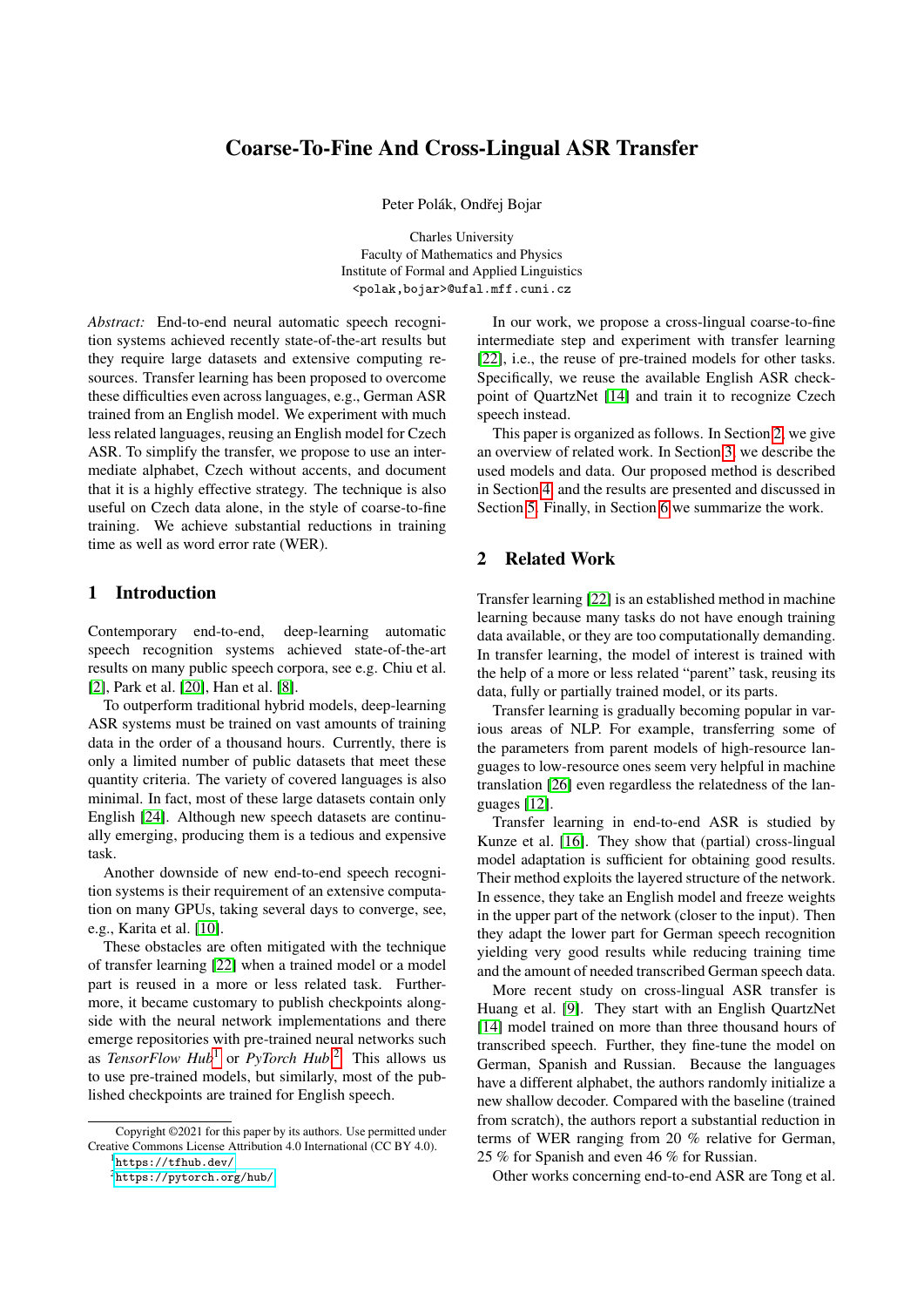# Coarse-To-Fine And Cross-Lingual ASR Transfer

Peter Polák, Ondřej Bojar

Charles University
Faculty of Mathematics and Physics
Institute of Formal and Applied Linguistics
<polak,bojar>@ufal.mff.cuni.cz

*Abstract:* End-to-end neural automatic speech recognition systems achieved recently state-of-the-art results but they require large datasets and extensive computing resources. Transfer learning has been proposed to overcome these difficulties even across languages, e.g., German ASR trained from an English model. We experiment with much less related languages, reusing an English model for Czech ASR. To simplify the transfer, we propose to use an intermediate alphabet, Czech without accents, and document that it is a highly effective strategy. The technique is also useful on Czech data alone, in the style of coarse-to-fine training. We achieve substantial reductions in training time as well as word error rate (WER).

## 1 Introduction

Contemporary end-to-end, deep-learning automatic speech recognition systems achieved state-of-the-art results on many public speech corpora, see e.g. Chiu et al. [2], Park et al. [20], Han et al. [8].

To outperform traditional hybrid models, deep-learning ASR systems must be trained on vast amounts of training data in the order of a thousand hours. Currently, there is only a limited number of public datasets that meet these quantity criteria. The variety of covered languages is also minimal. In fact, most of these large datasets contain only English [24]. Although new speech datasets are continually emerging, producing them is a tedious and expensive task.

Another downside of new end-to-end speech recognition systems is their requirement of an extensive computation on many GPUs, taking several days to converge, see, e.g., Karita et al. [10].

These obstacles are often mitigated with the technique of transfer learning [22] when a trained model or a model part is reused in a more or less related task. Furthermore, it became customary to publish checkpoints alongside with the neural network implementations and there emerge repositories with pre-trained neural networks such as *TensorFlow Hub*[1] or *PyTorch Hub*[2]. This allows us to use pre-trained models, but similarly, most of the published checkpoints are trained for English speech.

In our work, we propose a cross-lingual coarse-to-fine intermediate step and experiment with transfer learning [22], i.e., the reuse of pre-trained models for other tasks. Specifically, we reuse the available English ASR checkpoint of QuartzNet [14] and train it to recognize Czech speech instead.

This paper is organized as follows. In Section 2, we give an overview of related work. In Section 3, we describe the used models and data. Our proposed method is described in Section 4, and the results are presented and discussed in Section 5. Finally, in Section 6 we summarize the work.

## 2 Related Work

Transfer learning [22] is an established method in machine learning because many tasks do not have enough training data available, or they are too computationally demanding. In transfer learning, the model of interest is trained with the help of a more or less related "parent" task, reusing its data, fully or partially trained model, or its parts.

Transfer learning is gradually becoming popular in various areas of NLP. For example, transferring some of the parameters from parent models of high-resource languages to low-resource ones seem very helpful in machine translation [26] even regardless the relatedness of the languages [12].

Transfer learning in end-to-end ASR is studied by Kunze et al. [16]. They show that (partial) cross-lingual model adaptation is sufficient for obtaining good results. Their method exploits the layered structure of the network. In essence, they take an English model and freeze weights in the upper part of the network (closer to the input). Then they adapt the lower part for German speech recognition yielding very good results while reducing training time and the amount of needed transcribed German speech data.

More recent study on cross-lingual ASR transfer is Huang et al. [9]. They start with an English QuartzNet [14] model trained on more than three thousand hours of transcribed speech. Further, they fine-tune the model on German, Spanish and Russian. Because the languages have a different alphabet, the authors randomly initialize a new shallow decoder. Compared with the baseline (trained from scratch), the authors report a substantial reduction in terms of WER ranging from 20 % relative for German, 25 % for Spanish and even 46 % for Russian.

Other works concerning end-to-end ASR are Tong et al.

Copyright ©2021 for this paper by its authors. Use permitted under Creative Commons License Attribution 4.0 International (CC BY 4.0).

[1] https://tfhub.dev/

[2] https://pytorch.org/hub/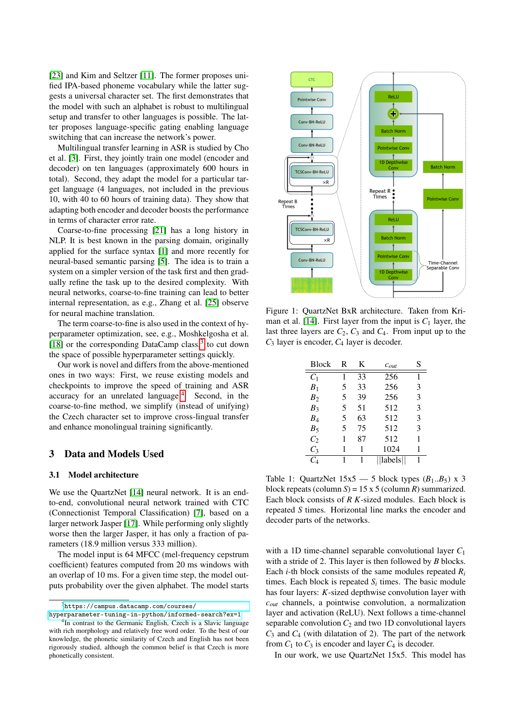[23] and Kim and Seltzer [11]. The former proposes unified IPA-based phoneme vocabulary while the latter suggests a universal character set. The first demonstrates that the model with such an alphabet is robust to multilingual setup and transfer to other languages is possible. The latter proposes language-specific gating enabling language switching that can increase the network's power.

Multilingual transfer learning in ASR is studied by Cho et al. [3]. First, they jointly train one model (encoder and decoder) on ten languages (approximately 600 hours in total). Second, they adapt the model for a particular target language (4 languages, not included in the previous 10, with 40 to 60 hours of training data). They show that adapting both encoder and decoder boosts the performance in terms of character error rate.

Coarse-to-fine processing [21] has a long history in NLP. It is best known in the parsing domain, originally applied for the surface syntax [1] and more recently for neural-based semantic parsing [5]. The idea is to train a system on a simpler version of the task first and then gradually refine the task up to the desired complexity. With neural networks, coarse-to-fine training can lead to better internal representation, as e.g., Zhang et al. [25] observe for neural machine translation.

The term coarse-to-fine is also used in the context of hyperparameter optimization, see, e.g., Moshkelgosha et al. [18] or the corresponding DataCamp class[3] to cut down the space of possible hyperparameter settings quickly.

Our work is novel and differs from the above-mentioned ones in two ways: First, we reuse existing models and checkpoints to improve the speed of training and ASR accuracy for an unrelated language[4]. Second, in the coarse-to-fine method, we simplify (instead of unifying) the Czech character set to improve cross-lingual transfer and enhance monolingual training significantly.

## 3 Data and Models Used

### 3.1 Model architecture

We use the QuartzNet [14] neural network. It is an end-to-end, convolutional neural network trained with CTC (Connectionist Temporal Classification) [7], based on a larger network Jasper [17]. While performing only slightly worse than the larger Jasper, it has only a fraction of parameters (18.9 million versus 333 million).

The model input is 64 MFCC (mel-frequency cepstrum coefficient) features computed from 20 ms windows with an overlap of 10 ms. For a given time step, the model outputs probability over the given alphabet. The model starts with a 1D time-channel separable convolutional layer $C_1$ with a stride of 2. This layer is then followed by $B$ blocks. Each $i$-th block consists of the same modules repeated $R_i$ times. Each block is repeated $S_i$ times. The basic module has four layers: $K$-sized depthwise convolution layer with $c_{out}$ channels, a pointwise convolution, a normalization layer and activation (ReLU). Next follows a time-channel separable convolution $C_2$ and two 1D convolutional layers $C_3$ and $C_4$ (with dilatation of 2). The part of the network from $C_1$ to $C_3$ is encoder and layer $C_4$ is decoder.

In our work, we use QuartzNet 15x5. This model has

Figure 1: QuartzNet BxR architecture. Taken from Kriman et al. [14]. First layer from the input is $C_1$ layer, the last three layers are $C_2$, $C_3$ and $C_4$. From input up to the $C_3$ layer is encoder, $C_4$ layer is decoder.

| Block | R | K | $c_{out}$ | S |
|---|---|---|---|---|
| $C_1$ | 1 | 33 | 256 | 1 |
| $B_1$ | 5 | 33 | 256 | 3 |
| $B_2$ | 5 | 39 | 256 | 3 |
| $B_3$ | 5 | 51 | 512 | 3 |
| $B_4$ | 5 | 63 | 512 | 3 |
| $B_5$ | 5 | 75 | 512 | 3 |
| $C_2$ | 1 | 87 | 512 | 1 |
| $C_3$ | 1 | 1 | 1024 | 1 |
| $C_4$ | 1 | 1 | \|\|labels\|\| | 1 |

Table 1: QuartzNet 15x5 — 5 block types ($B_1$..$B_5$) x 3 block repeats (column $S$) = 15 x 5 (column $R$) summarized. Each block consists of $R$ $K$-sized modules. Each block is repeated $S$ times. Horizontal line marks the encoder and decoder parts of the networks.

[3] https://campus.datacamp.com/courses/hyperparameter-tuning-in-python/informed-search?ex=1

[4] In contrast to the Germanic English, Czech is a Slavic language with rich morphology and relatively free word order. To the best of our knowledge, the phonetic similarity of Czech and English has not been rigorously studied, although the common belief is that Czech is more phonetically consistent.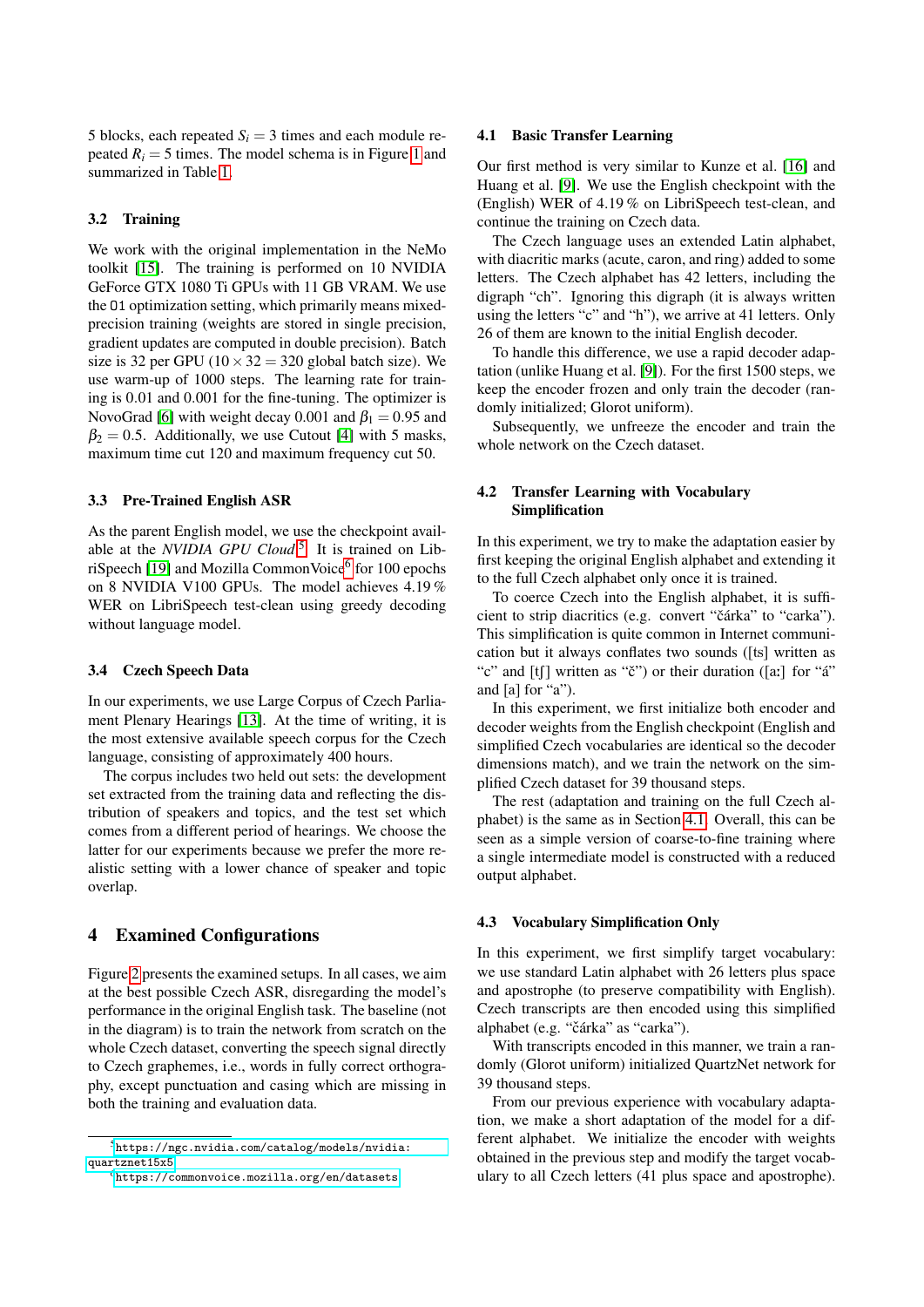5 blocks, each repeated $S_i = 3$ times and each module repeated $R_i = 5$ times. The model schema is in Figure 1 and summarized in Table 1.

### 3.2 Training

We work with the original implementation in the NeMo toolkit [15]. The training is performed on 10 NVIDIA GeForce GTX 1080 Ti GPUs with 11 GB VRAM. We use the `O1` optimization setting, which primarily means mixed-precision training (weights are stored in single precision, gradient updates are computed in double precision). Batch size is 32 per GPU ($10 \times 32 = 320$ global batch size). We use warm-up of 1000 steps. The learning rate for training is 0.01 and 0.001 for the fine-tuning. The optimizer is NovoGrad [6] with weight decay 0.001 and $\beta_1 = 0.95$ and $\beta_2 = 0.5$. Additionally, we use Cutout [4] with 5 masks, maximum time cut 120 and maximum frequency cut 50.

### 3.3 Pre-Trained English ASR

As the parent English model, we use the checkpoint available at the *NVIDIA GPU Cloud*[5]. It is trained on LibriSpeech [19] and Mozilla CommonVoice[6] for 100 epochs on 8 NVIDIA V100 GPUs. The model achieves 4.19 % WER on LibriSpeech test-clean using greedy decoding without language model.

### 3.4 Czech Speech Data

In our experiments, we use Large Corpus of Czech Parliament Plenary Hearings [13]. At the time of writing, it is the most extensive available speech corpus for the Czech language, consisting of approximately 400 hours.

The corpus includes two held out sets: the development set extracted from the training data and reflecting the distribution of speakers and topics, and the test set which comes from a different period of hearings. We choose the latter for our experiments because we prefer the more realistic setting with a lower chance of speaker and topic overlap.

## 4 Examined Configurations

Figure 2 presents the examined setups. In all cases, we aim at the best possible Czech ASR, disregarding the model's performance in the original English task. The baseline (not in the diagram) is to train the network from scratch on the whole Czech dataset, converting the speech signal directly to Czech graphemes, i.e., words in fully correct orthography, except punctuation and casing which are missing in both the training and evaluation data.

### 4.1 Basic Transfer Learning

Our first method is very similar to Kunze et al. [16] and Huang et al. [9]. We use the English checkpoint with the (English) WER of 4.19 % on LibriSpeech test-clean, and continue the training on Czech data.

The Czech language uses an extended Latin alphabet, with diacritic marks (acute, caron, and ring) added to some letters. The Czech alphabet has 42 letters, including the digraph "ch". Ignoring this digraph (it is always written using the letters "c" and "h"), we arrive at 41 letters. Only 26 of them are known to the initial English decoder.

To handle this difference, we use a rapid decoder adaptation (unlike Huang et al. [9]). For the first 1500 steps, we keep the encoder frozen and only train the decoder (randomly initialized; Glorot uniform).

Subsequently, we unfreeze the encoder and train the whole network on the Czech dataset.

### 4.2 Transfer Learning with Vocabulary Simplification

In this experiment, we try to make the adaptation easier by first keeping the original English alphabet and extending it to the full Czech alphabet only once it is trained.

To coerce Czech into the English alphabet, it is sufficient to strip diacritics (e.g. convert "čárka" to "carka"). This simplification is quite common in Internet communication but it always conflates two sounds ([ts] written as "c" and [tʃ] written as "č") or their duration ([aː] for "á" and [a] for "a").

In this experiment, we first initialize both encoder and decoder weights from the English checkpoint (English and simplified Czech vocabularies are identical so the decoder dimensions match), and we train the network on the simplified Czech dataset for 39 thousand steps.

The rest (adaptation and training on the full Czech alphabet) is the same as in Section 4.1. Overall, this can be seen as a simple version of coarse-to-fine training where a single intermediate model is constructed with a reduced output alphabet.

### 4.3 Vocabulary Simplification Only

In this experiment, we first simplify target vocabulary: we use standard Latin alphabet with 26 letters plus space and apostrophe (to preserve compatibility with English). Czech transcripts are then encoded using this simplified alphabet (e.g. "čárka" as "carka").

With transcripts encoded in this manner, we train a randomly (Glorot uniform) initialized QuartzNet network for 39 thousand steps.

From our previous experience with vocabulary adaptation, we make a short adaptation of the model for a different alphabet. We initialize the encoder with weights obtained in the previous step and modify the target vocabulary to all Czech letters (41 plus space and apostrophe).

---

[5] https://ngc.nvidia.com/catalog/models/nvidia:quartznet15x5

[6] https://commonvoice.mozilla.org/en/datasets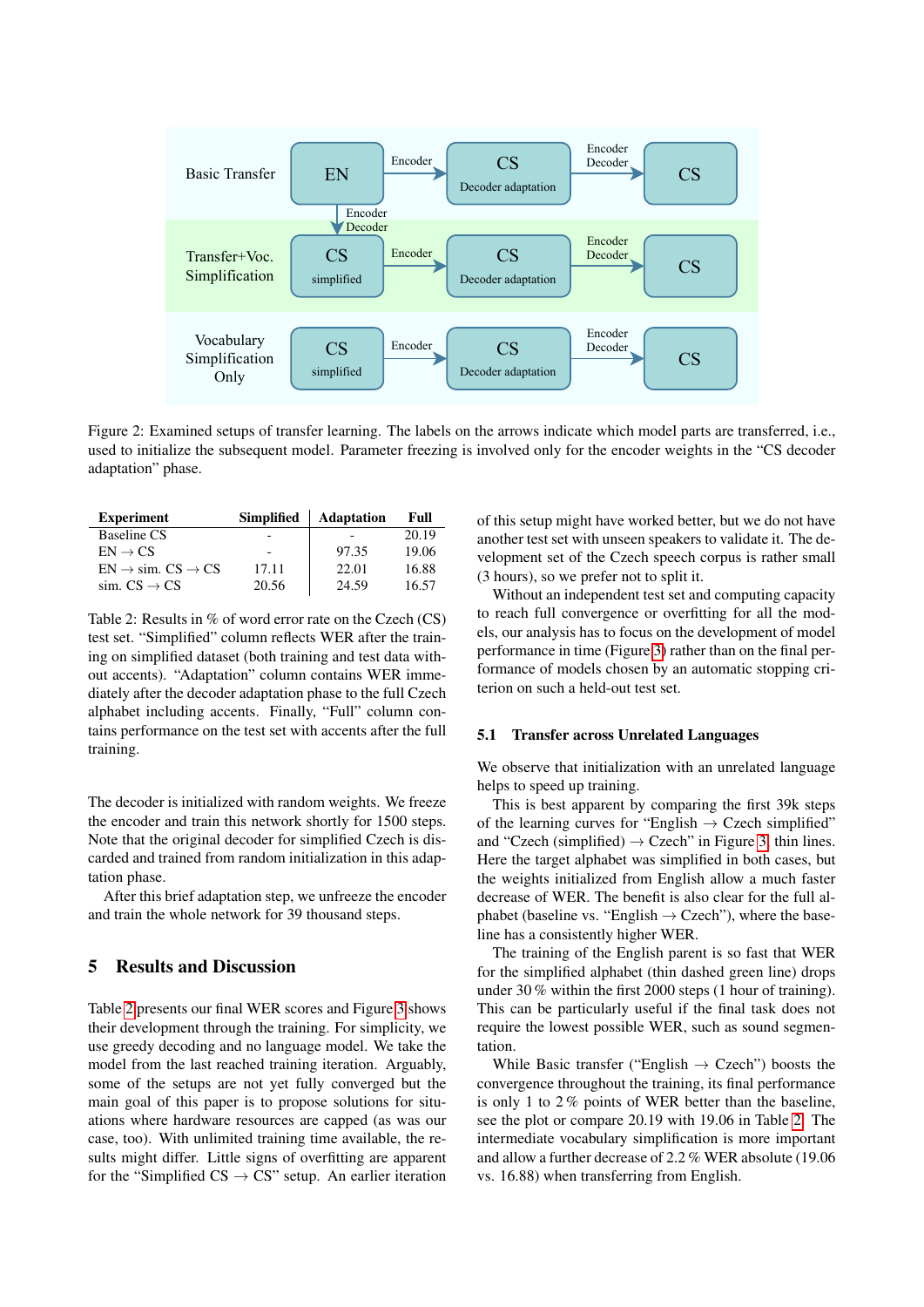Basic Transfer: EN → (Encoder) → CS Decoder adaptation → (Encoder, Decoder) → CS

EN → (Encoder, Decoder) → CS simplified

Transfer+Voc. Simplification: CS simplified → (Encoder) → CS Decoder adaptation → (Encoder, Decoder) → CS

Vocabulary Simplification Only: CS simplified → (Encoder) → CS Decoder adaptation → (Encoder, Decoder) → CS

Figure 2: Examined setups of transfer learning. The labels on the arrows indicate which model parts are transferred, i.e., used to initialize the subsequent model. Parameter freezing is involved only for the encoder weights in the "CS decoder adaptation" phase.

| Experiment | Simplified | Adaptation | Full |
|---|---|---|---|
| Baseline CS | - | - | 20.19 |
| EN → CS | - | 97.35 | 19.06 |
| EN → sim. CS → CS | 17.11 | 22.01 | 16.88 |
| sim. CS → CS | 20.56 | 24.59 | 16.57 |

Table 2: Results in % of word error rate on the Czech (CS) test set. "Simplified" column reflects WER after the training on simplified dataset (both training and test data without accents). "Adaptation" column contains WER immediately after the decoder adaptation phase to the full Czech alphabet including accents. Finally, "Full" column contains performance on the test set with accents after the full training.

The decoder is initialized with random weights. We freeze the encoder and train this network shortly for 1500 steps. Note that the original decoder for simplified Czech is discarded and trained from random initialization in this adaptation phase.

After this brief adaptation step, we unfreeze the encoder and train the whole network for 39 thousand steps.

## 5 Results and Discussion

Table 2 presents our final WER scores and Figure 3 shows their development through the training. For simplicity, we use greedy decoding and no language model. We take the model from the last reached training iteration. Arguably, some of the setups are not yet fully converged but the main goal of this paper is to propose solutions for situations where hardware resources are capped (as was our case, too). With unlimited training time available, the results might differ. Little signs of overfitting are apparent for the "Simplified CS → CS" setup. An earlier iteration of this setup might have worked better, but we do not have another test set with unseen speakers to validate it. The development set of the Czech speech corpus is rather small (3 hours), so we prefer not to split it.

Without an independent test set and computing capacity to reach full convergence or overfitting for all the models, our analysis has to focus on the development of model performance in time (Figure 3) rather than on the final performance of models chosen by an automatic stopping criterion on such a held-out test set.

### 5.1 Transfer across Unrelated Languages

We observe that initialization with an unrelated language helps to speed up training.

This is best apparent by comparing the first 39k steps of the learning curves for "English → Czech simplified" and "Czech (simplified) → Czech" in Figure 3, thin lines. Here the target alphabet was simplified in both cases, but the weights initialized from English allow a much faster decrease of WER. The benefit is also clear for the full alphabet (baseline vs. "English → Czech"), where the baseline has a consistently higher WER.

The training of the English parent is so fast that WER for the simplified alphabet (thin dashed green line) drops under 30 % within the first 2000 steps (1 hour of training). This can be particularly useful if the final task does not require the lowest possible WER, such as sound segmentation.

While Basic transfer ("English → Czech") boosts the convergence throughout the training, its final performance is only 1 to 2 % points of WER better than the baseline, see the plot or compare 20.19 with 19.06 in Table 2. The intermediate vocabulary simplification is more important and allow a further decrease of 2.2 % WER absolute (19.06 vs. 16.88) when transferring from English.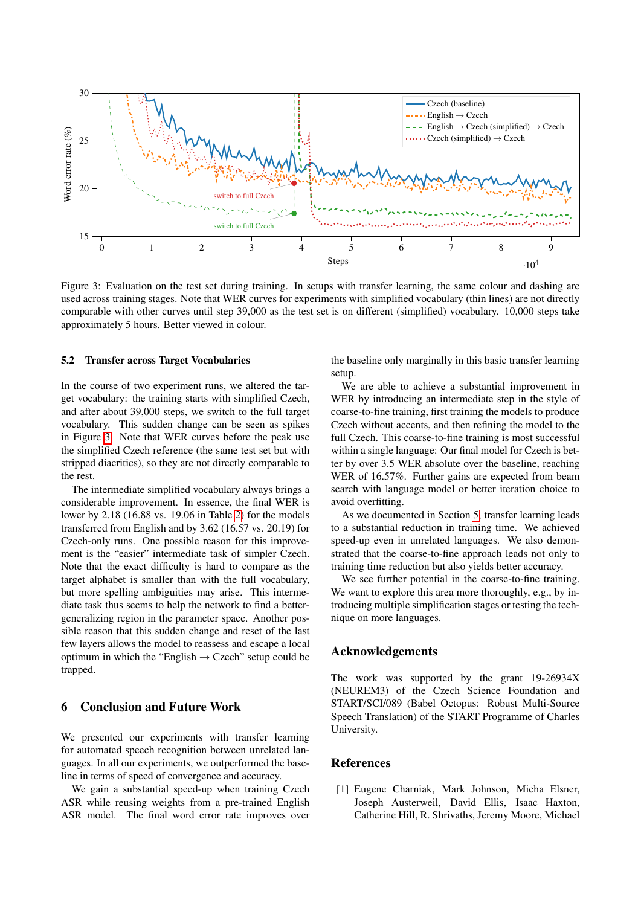Figure 3: Evaluation on the test set during training. In setups with transfer learning, the same colour and dashing are used across training stages. Note that WER curves for experiments with simplified vocabulary (thin lines) are not directly comparable with other curves until step 39,000 as the test set is on different (simplified) vocabulary. 10,000 steps take approximately 5 hours. Better viewed in colour.

### 5.2 Transfer across Target Vocabularies

In the course of two experiment runs, we altered the target vocabulary: the training starts with simplified Czech, and after about 39,000 steps, we switch to the full target vocabulary. This sudden change can be seen as spikes in Figure 3. Note that WER curves before the peak use the simplified Czech reference (the same test set but with stripped diacritics), so they are not directly comparable to the rest.

The intermediate simplified vocabulary always brings a considerable improvement. In essence, the final WER is lower by 2.18 (16.88 vs. 19.06 in Table 2) for the models transferred from English and by 3.62 (16.57 vs. 20.19) for Czech-only runs. One possible reason for this improvement is the "easier" intermediate task of simpler Czech. Note that the exact difficulty is hard to compare as the target alphabet is smaller than with the full vocabulary, but more spelling ambiguities may arise. This intermediate task thus seems to help the network to find a better-generalizing region in the parameter space. Another possible reason that this sudden change and reset of the last few layers allows the model to reassess and escape a local optimum in which the "English → Czech" setup could be trapped.

## 6 Conclusion and Future Work

We presented our experiments with transfer learning for automated speech recognition between unrelated languages. In all our experiments, we outperformed the baseline in terms of speed of convergence and accuracy.

We gain a substantial speed-up when training Czech ASR while reusing weights from a pre-trained English ASR model. The final word error rate improves over the baseline only marginally in this basic transfer learning setup.

We are able to achieve a substantial improvement in WER by introducing an intermediate step in the style of coarse-to-fine training, first training the models to produce Czech without accents, and then refining the model to the full Czech. This coarse-to-fine training is most successful within a single language: Our final model for Czech is better by over 3.5 WER absolute over the baseline, reaching WER of 16.57%. Further gains are expected from beam search with language model or better iteration choice to avoid overfitting.

As we documented in Section 5, transfer learning leads to a substantial reduction in training time. We achieved speed-up even in unrelated languages. We also demonstrated that the coarse-to-fine approach leads not only to training time reduction but also yields better accuracy.

We see further potential in the coarse-to-fine training. We want to explore this area more thoroughly, e.g., by introducing multiple simplification stages or testing the technique on more languages.

## Acknowledgements

The work was supported by the grant 19-26934X (NEUREM3) of the Czech Science Foundation and START/SCI/089 (Babel Octopus: Robust Multi-Source Speech Translation) of the START Programme of Charles University.

## References

[1] Eugene Charniak, Mark Johnson, Micha Elsner, Joseph Austerweil, David Ellis, Isaac Haxton, Catherine Hill, R. Shrivaths, Jeremy Moore, Michael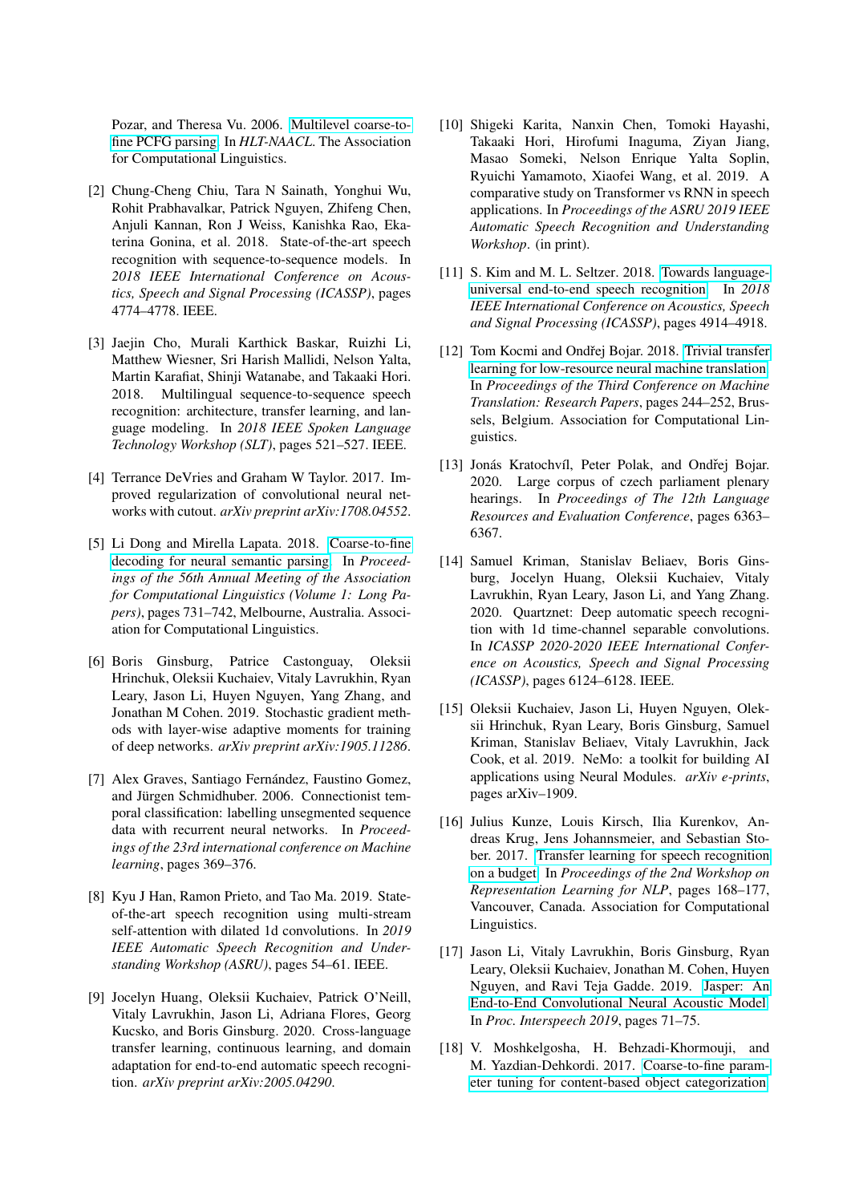Pozar, and Theresa Vu. 2006. Multilevel coarse-to-fine PCFG parsing. In *HLT-NAACL*. The Association for Computational Linguistics.

[2] Chung-Cheng Chiu, Tara N Sainath, Yonghui Wu, Rohit Prabhavalkar, Patrick Nguyen, Zhifeng Chen, Anjuli Kannan, Ron J Weiss, Kanishka Rao, Ekaterina Gonina, et al. 2018. State-of-the-art speech recognition with sequence-to-sequence models. In *2018 IEEE International Conference on Acoustics, Speech and Signal Processing (ICASSP)*, pages 4774–4778. IEEE.

[3] Jaejin Cho, Murali Karthick Baskar, Ruizhi Li, Matthew Wiesner, Sri Harish Mallidi, Nelson Yalta, Martin Karafiat, Shinji Watanabe, and Takaaki Hori. 2018. Multilingual sequence-to-sequence speech recognition: architecture, transfer learning, and language modeling. In *2018 IEEE Spoken Language Technology Workshop (SLT)*, pages 521–527. IEEE.

[4] Terrance DeVries and Graham W Taylor. 2017. Improved regularization of convolutional neural networks with cutout. *arXiv preprint arXiv:1708.04552*.

[5] Li Dong and Mirella Lapata. 2018. Coarse-to-fine decoding for neural semantic parsing. In *Proceedings of the 56th Annual Meeting of the Association for Computational Linguistics (Volume 1: Long Papers)*, pages 731–742, Melbourne, Australia. Association for Computational Linguistics.

[6] Boris Ginsburg, Patrice Castonguay, Oleksii Hrinchuk, Oleksii Kuchaiev, Vitaly Lavrukhin, Ryan Leary, Jason Li, Huyen Nguyen, Yang Zhang, and Jonathan M Cohen. 2019. Stochastic gradient methods with layer-wise adaptive moments for training of deep networks. *arXiv preprint arXiv:1905.11286*.

[7] Alex Graves, Santiago Fernández, Faustino Gomez, and Jürgen Schmidhuber. 2006. Connectionist temporal classification: labelling unsegmented sequence data with recurrent neural networks. In *Proceedings of the 23rd international conference on Machine learning*, pages 369–376.

[8] Kyu J Han, Ramon Prieto, and Tao Ma. 2019. State-of-the-art speech recognition using multi-stream self-attention with dilated 1d convolutions. In *2019 IEEE Automatic Speech Recognition and Understanding Workshop (ASRU)*, pages 54–61. IEEE.

[9] Jocelyn Huang, Oleksii Kuchaiev, Patrick O'Neill, Vitaly Lavrukhin, Jason Li, Adriana Flores, Georg Kucsko, and Boris Ginsburg. 2020. Cross-language transfer learning, continuous learning, and domain adaptation for end-to-end automatic speech recognition. *arXiv preprint arXiv:2005.04290*.

[10] Shigeki Karita, Nanxin Chen, Tomoki Hayashi, Takaaki Hori, Hirofumi Inaguma, Ziyan Jiang, Masao Someki, Nelson Enrique Yalta Soplin, Ryuichi Yamamoto, Xiaofei Wang, et al. 2019. A comparative study on Transformer vs RNN in speech applications. In *Proceedings of the ASRU 2019 IEEE Automatic Speech Recognition and Understanding Workshop*. (in print).

[11] S. Kim and M. L. Seltzer. 2018. Towards language-universal end-to-end speech recognition. In *2018 IEEE International Conference on Acoustics, Speech and Signal Processing (ICASSP)*, pages 4914–4918.

[12] Tom Kocmi and Ondřej Bojar. 2018. Trivial transfer learning for low-resource neural machine translation. In *Proceedings of the Third Conference on Machine Translation: Research Papers*, pages 244–252, Brussels, Belgium. Association for Computational Linguistics.

[13] Jonás Kratochvíl, Peter Polak, and Ondřej Bojar. 2020. Large corpus of czech parliament plenary hearings. In *Proceedings of The 12th Language Resources and Evaluation Conference*, pages 6363–6367.

[14] Samuel Kriman, Stanislav Beliaev, Boris Ginsburg, Jocelyn Huang, Oleksii Kuchaiev, Vitaly Lavrukhin, Ryan Leary, Jason Li, and Yang Zhang. 2020. Quartznet: Deep automatic speech recognition with 1d time-channel separable convolutions. In *ICASSP 2020-2020 IEEE International Conference on Acoustics, Speech and Signal Processing (ICASSP)*, pages 6124–6128. IEEE.

[15] Oleksii Kuchaiev, Jason Li, Huyen Nguyen, Oleksii Hrinchuk, Ryan Leary, Boris Ginsburg, Samuel Kriman, Stanislav Beliaev, Vitaly Lavrukhin, Jack Cook, et al. 2019. NeMo: a toolkit for building AI applications using Neural Modules. *arXiv e-prints*, pages arXiv–1909.

[16] Julius Kunze, Louis Kirsch, Ilia Kurenkov, Andreas Krug, Jens Johannsmeier, and Sebastian Stober. 2017. Transfer learning for speech recognition on a budget. In *Proceedings of the 2nd Workshop on Representation Learning for NLP*, pages 168–177, Vancouver, Canada. Association for Computational Linguistics.

[17] Jason Li, Vitaly Lavrukhin, Boris Ginsburg, Ryan Leary, Oleksii Kuchaiev, Jonathan M. Cohen, Huyen Nguyen, and Ravi Teja Gadde. 2019. Jasper: An End-to-End Convolutional Neural Acoustic Model. In *Proc. Interspeech 2019*, pages 71–75.

[18] V. Moshkelgosha, H. Behzadi-Khormouji, and M. Yazdian-Dehkordi. 2017. Coarse-to-fine parameter tuning for content-based object categorization.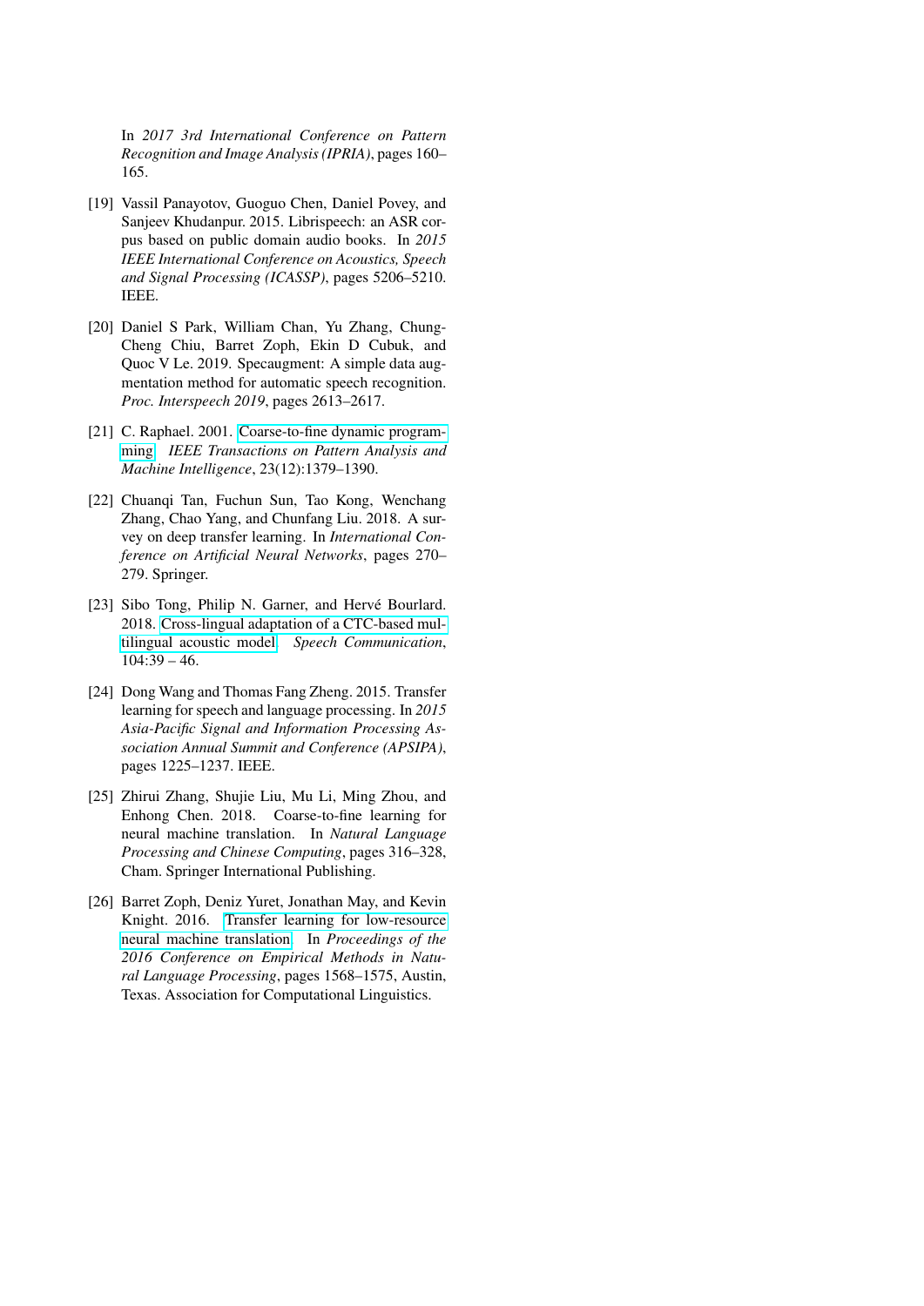In *2017 3rd International Conference on Pattern Recognition and Image Analysis (IPRIA)*, pages 160–165.

[19] Vassil Panayotov, Guoguo Chen, Daniel Povey, and Sanjeev Khudanpur. 2015. Librispeech: an ASR corpus based on public domain audio books. In *2015 IEEE International Conference on Acoustics, Speech and Signal Processing (ICASSP)*, pages 5206–5210. IEEE.

[20] Daniel S Park, William Chan, Yu Zhang, Chung-Cheng Chiu, Barret Zoph, Ekin D Cubuk, and Quoc V Le. 2019. Specaugment: A simple data augmentation method for automatic speech recognition. *Proc. Interspeech 2019*, pages 2613–2617.

[21] C. Raphael. 2001. Coarse-to-fine dynamic programming. *IEEE Transactions on Pattern Analysis and Machine Intelligence*, 23(12):1379–1390.

[22] Chuanqi Tan, Fuchun Sun, Tao Kong, Wenchang Zhang, Chao Yang, and Chunfang Liu. 2018. A survey on deep transfer learning. In *International Conference on Artificial Neural Networks*, pages 270–279. Springer.

[23] Sibo Tong, Philip N. Garner, and Hervé Bourlard. 2018. Cross-lingual adaptation of a CTC-based multilingual acoustic model. *Speech Communication*, 104:39 – 46.

[24] Dong Wang and Thomas Fang Zheng. 2015. Transfer learning for speech and language processing. In *2015 Asia-Pacific Signal and Information Processing Association Annual Summit and Conference (APSIPA)*, pages 1225–1237. IEEE.

[25] Zhirui Zhang, Shujie Liu, Mu Li, Ming Zhou, and Enhong Chen. 2018. Coarse-to-fine learning for neural machine translation. In *Natural Language Processing and Chinese Computing*, pages 316–328, Cham. Springer International Publishing.

[26] Barret Zoph, Deniz Yuret, Jonathan May, and Kevin Knight. 2016. Transfer learning for low-resource neural machine translation. In *Proceedings of the 2016 Conference on Empirical Methods in Natural Language Processing*, pages 1568–1575, Austin, Texas. Association for Computational Linguistics.